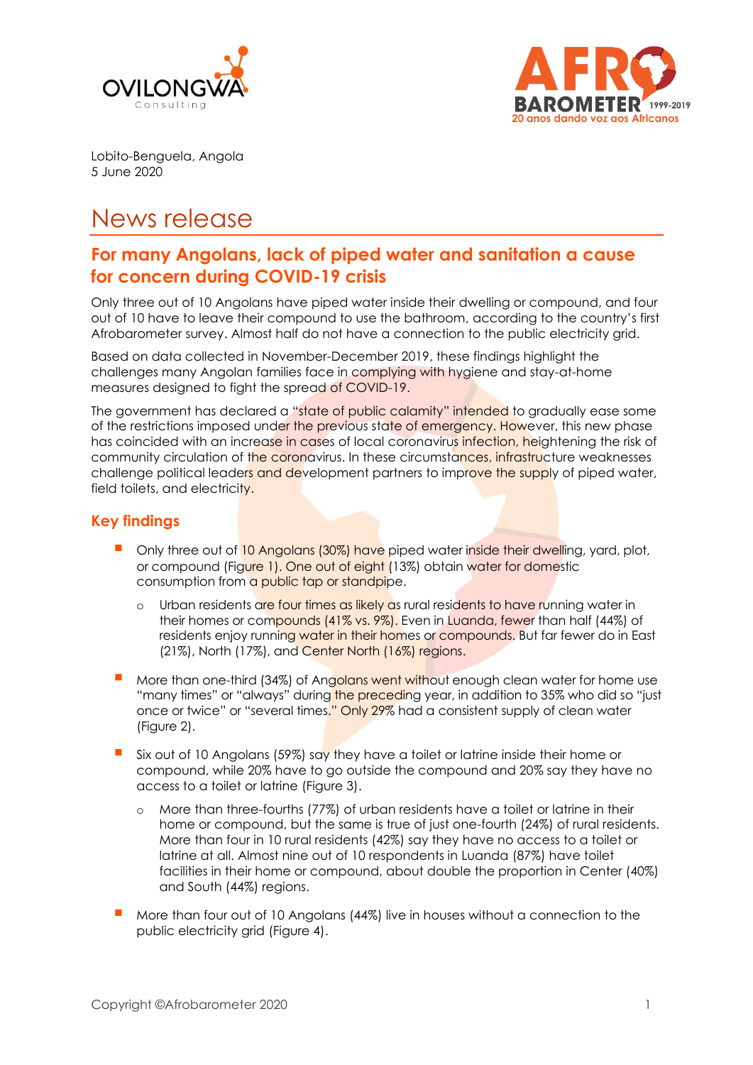Lobito-Benguela, Angola
5 June 2020

# News release

## For many Angolans, lack of piped water and sanitation a cause for concern during COVID-19 crisis

Only three out of 10 Angolans have piped water inside their dwelling or compound, and four out of 10 have to leave their compound to use the bathroom, according to the country's first Afrobarometer survey. Almost half do not have a connection to the public electricity grid.

Based on data collected in November-December 2019, these findings highlight the challenges many Angolan families face in complying with hygiene and stay-at-home measures designed to fight the spread of COVID-19.

The government has declared a "state of public calamity" intended to gradually ease some of the restrictions imposed under the previous state of emergency. However, this new phase has coincided with an increase in cases of local coronavirus infection, heightening the risk of community circulation of the coronavirus. In these circumstances, infrastructure weaknesses challenge political leaders and development partners to improve the supply of piped water, field toilets, and electricity.

### Key findings

- Only three out of 10 Angolans (30%) have piped water inside their dwelling, yard, plot, or compound (Figure 1). One out of eight (13%) obtain water for domestic consumption from a public tap or standpipe.
  - Urban residents are four times as likely as rural residents to have running water in their homes or compounds (41% vs. 9%). Even in Luanda, fewer than half (44%) of residents enjoy running water in their homes or compounds. But far fewer do in East (21%), North (17%), and Center North (16%) regions.
- More than one-third (34%) of Angolans went without enough clean water for home use "many times" or "always" during the preceding year, in addition to 35% who did so "just once or twice" or "several times." Only 29% had a consistent supply of clean water (Figure 2).
- Six out of 10 Angolans (59%) say they have a toilet or latrine inside their home or compound, while 20% have to go outside the compound and 20% say they have no access to a toilet or latrine (Figure 3).
  - More than three-fourths (77%) of urban residents have a toilet or latrine in their home or compound, but the same is true of just one-fourth (24%) of rural residents. More than four in 10 rural residents (42%) say they have no access to a toilet or latrine at all. Almost nine out of 10 respondents in Luanda (87%) have toilet facilities in their home or compound, about double the proportion in Center (40%) and South (44%) regions.
- More than four out of 10 Angolans (44%) live in houses without a connection to the public electricity grid (Figure 4).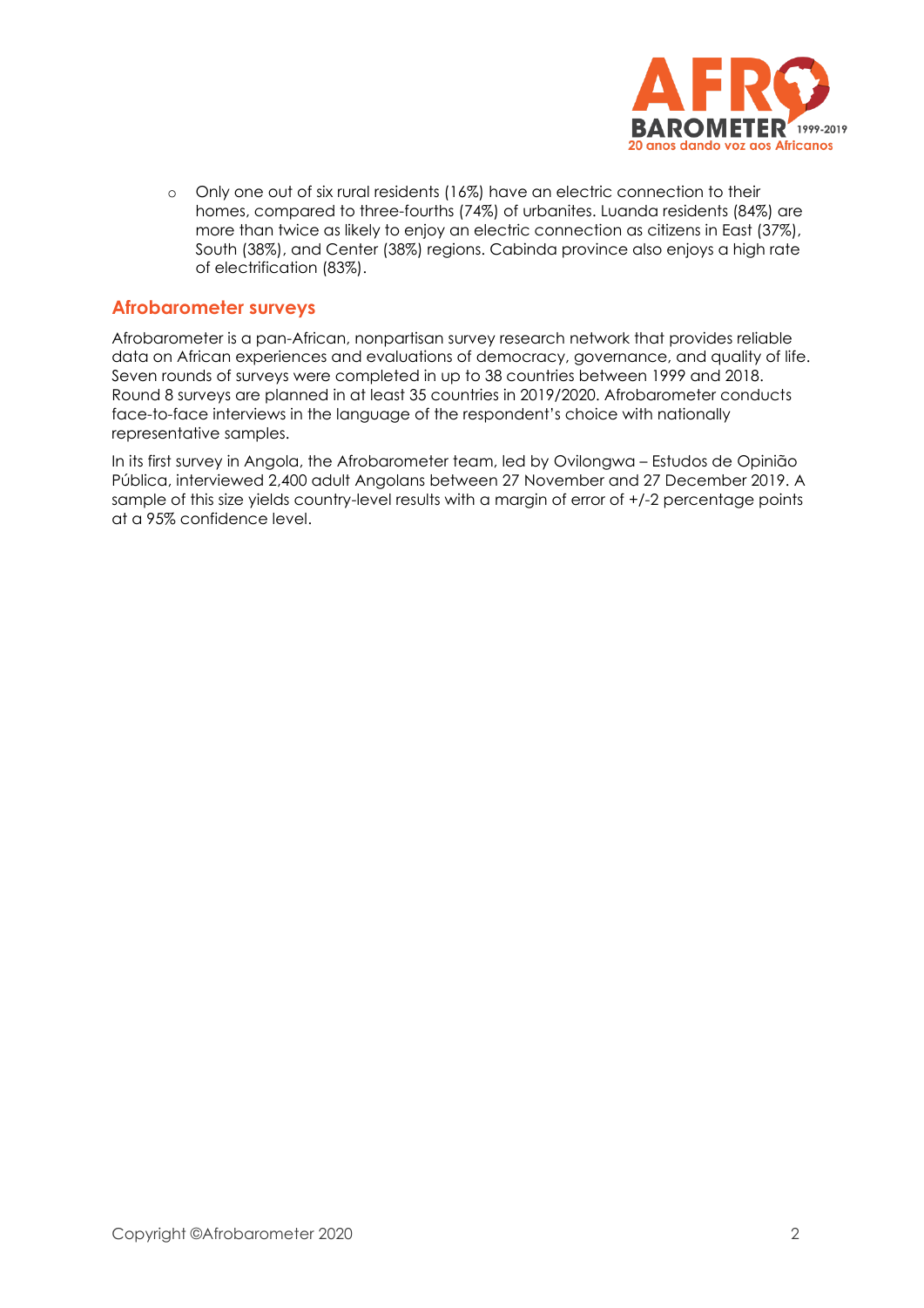- Only one out of six rural residents (16%) have an electric connection to their homes, compared to three-fourths (74%) of urbanites. Luanda residents (84%) are more than twice as likely to enjoy an electric connection as citizens in East (37%), South (38%), and Center (38%) regions. Cabinda province also enjoys a high rate of electrification (83%).

## Afrobarometer surveys

Afrobarometer is a pan-African, nonpartisan survey research network that provides reliable data on African experiences and evaluations of democracy, governance, and quality of life. Seven rounds of surveys were completed in up to 38 countries between 1999 and 2018. Round 8 surveys are planned in at least 35 countries in 2019/2020. Afrobarometer conducts face-to-face interviews in the language of the respondent's choice with nationally representative samples.

In its first survey in Angola, the Afrobarometer team, led by Ovilongwa – Estudos de Opinião Pública, interviewed 2,400 adult Angolans between 27 November and 27 December 2019. A sample of this size yields country-level results with a margin of error of +/-2 percentage points at a 95% confidence level.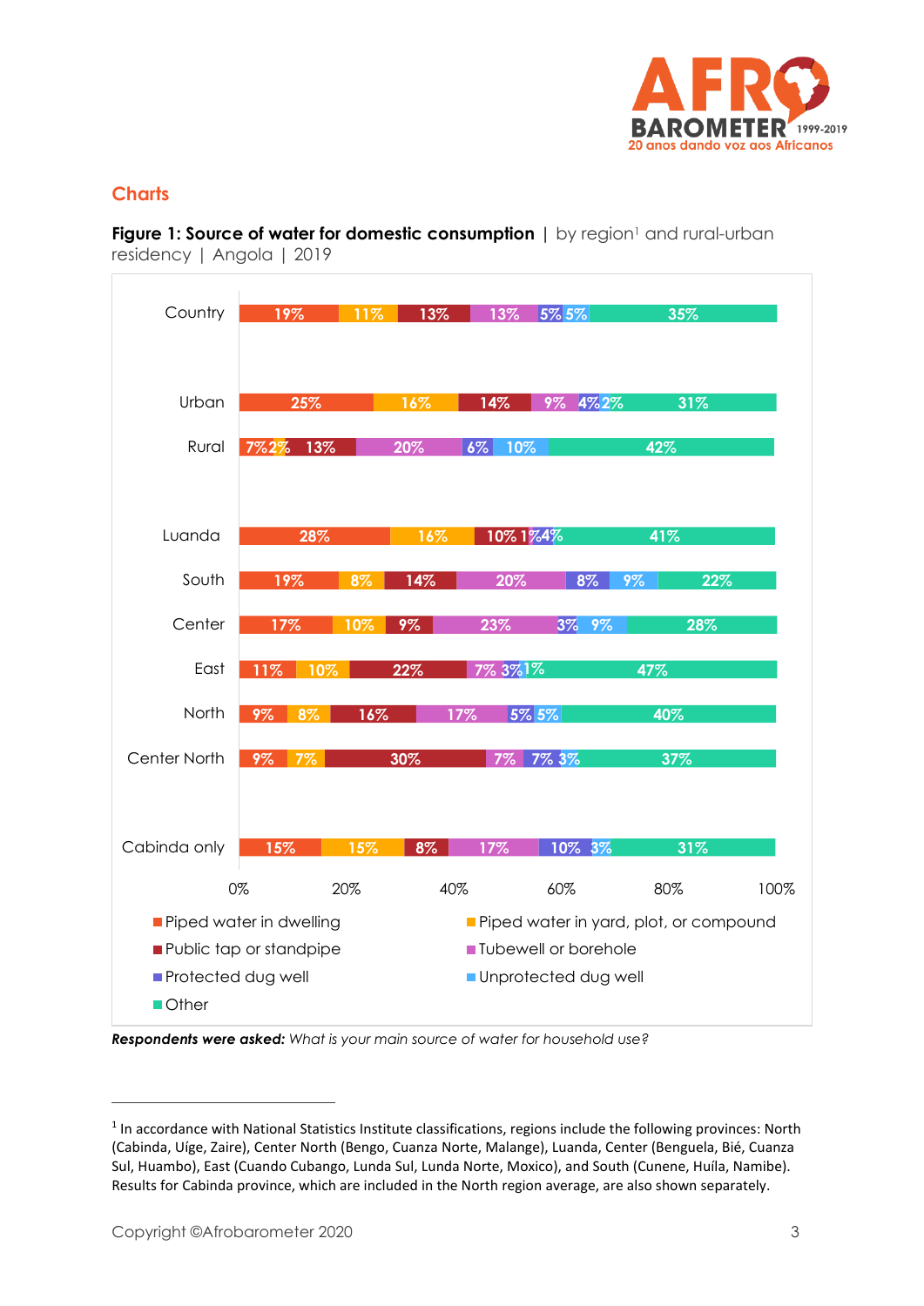## Charts

**Figure 1: Source of water for domestic consumption** | by region[1] and rural-urban residency | Angola | 2019

| | Piped water in dwelling | Piped water in yard, plot, or compound | Public tap or standpipe | Tubewell or borehole | Protected dug well | Unprotected dug well | Other |
|---|---|---|---|---|---|---|---|
| Country | 19% | 11% | 13% | 13% | 5% | 5% | 35% |
| Urban | 25% | 16% | 14% | 9% | 4% | 2% | 31% |
| Rural | 7% | 2% | 13% | 20% | 6% | 10% | 42% |
| Luanda | 28% | 16% | 10% | 1% | 1% | 4% | 41% |
| South | 19% | 8% | 14% | 20% | 8% | 9% | 22% |
| Center | 17% | 10% | 9% | 23% | 3% | 9% | 28% |
| East | 11% | 10% | 22% | 7% | 3% | 1% | 47% |
| North | 9% | 8% | 16% | 17% | 5% | 5% | 40% |
| Center North | 9% | 7% | 30% | 7% | 7% | 3% | 37% |
| Cabinda only | 15% | 15% | 8% | 17% | 10% | 3% | 31% |

***Respondents were asked:*** *What is your main source of water for household use?*

[1] In accordance with National Statistics Institute classifications, regions include the following provinces: North (Cabinda, Uíge, Zaire), Center North (Bengo, Cuanza Norte, Malange), Luanda, Center (Benguela, Bié, Cuanza Sul, Huambo), East (Cuando Cubango, Lunda Sul, Lunda Norte, Mexico), and South (Cunene, Huíla, Namibe). Results for Cabinda province, which are included in the North region average, are also shown separately.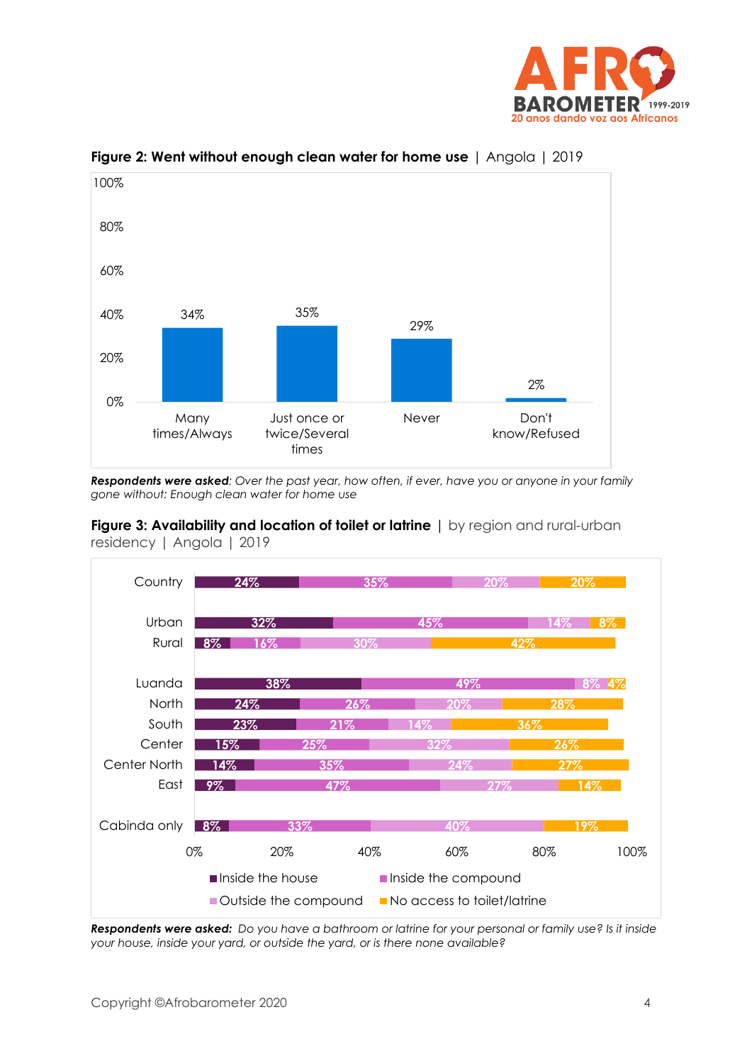**Figure 2: Went without enough clean water for home use** | Angola | 2019

| Many times/Always | Just once or twice/Several times | Never | Don't know/Refused |
|---|---|---|---|
| 34% | 35% | 29% | 2% |

***Respondents were asked**: Over the past year, how often, if ever, have you or anyone in your family gone without: Enough clean water for home use*

**Figure 3: Availability and location of toilet or latrine** | by region and rural-urban residency | Angola | 2019

| | Inside the house | Inside the compound | Outside the compound | No access to toilet/latrine |
|---|---|---|---|---|
| Country | 24% | 35% | 20% | 20% |
| Urban | 32% | 45% | 14% | 8% |
| Rural | 8% | 16% | 30% | 42% |
| Luanda | 38% | 49% | 8% | 4% |
| North | 24% | 26% | 20% | 28% |
| South | 23% | 21% | 14% | 36% |
| Center | 15% | 25% | 32% | 26% |
| Center North | 14% | 35% | 24% | 27% |
| East | 9% | 47% | 27% | 14% |
| Cabinda only | 8% | 33% | 40% | 19% |

***Respondents were asked:** Do you have a bathroom or latrine for your personal or family use? Is it inside your house, inside your yard, or outside the yard, or is there none available?*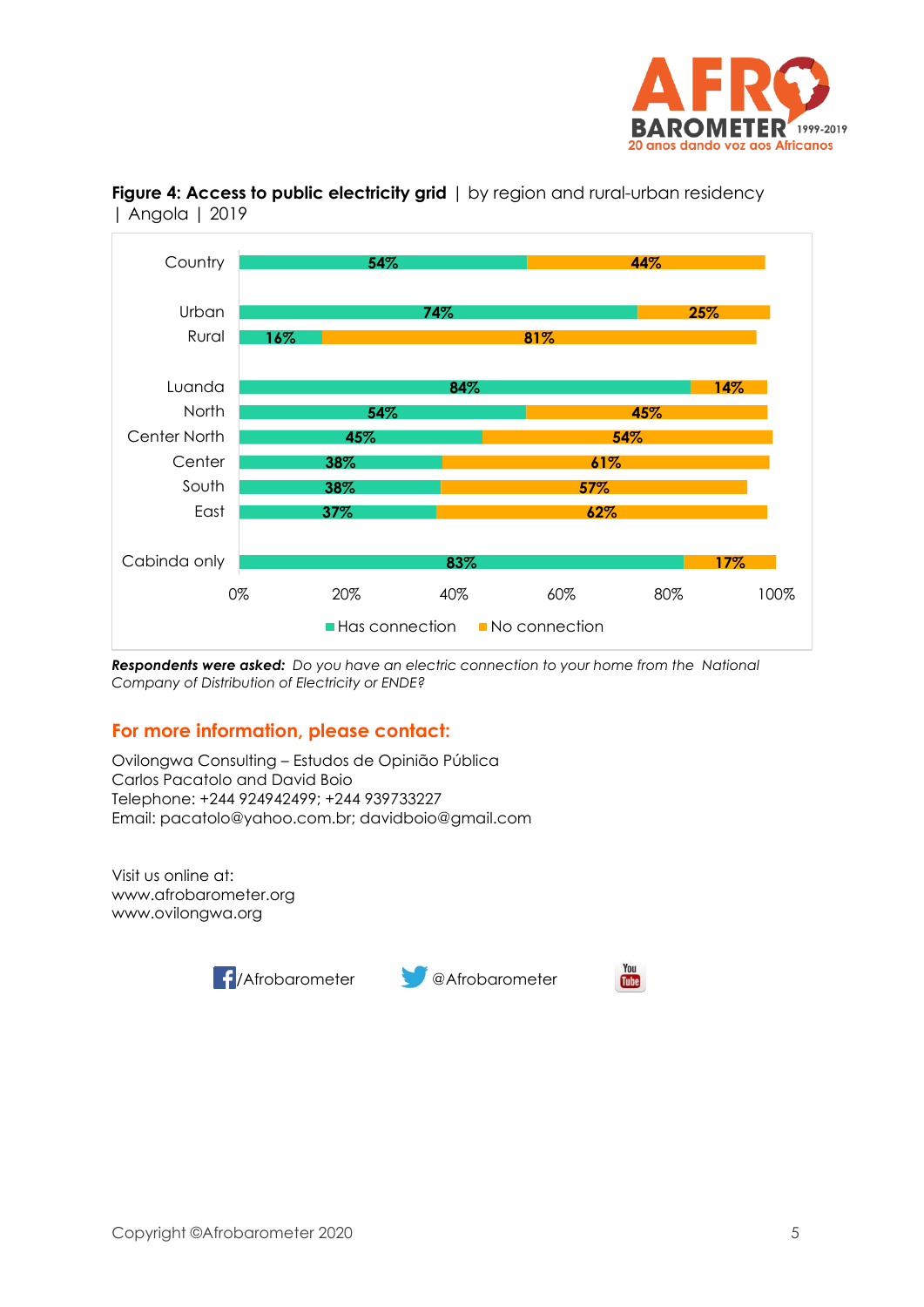**Figure 4: Access to public electricity grid** | by region and rural-urban residency | Angola | 2019

Country 54% 44%

Urban 74% 25%

Rural 16% 81%

Luanda 84% 14%

North 54% 45%

Center North 45% 54%

Center 38% 61%

South 38% 57%

East 37% 62%

Cabinda only 83% 17%

0% 20% 40% 60% 80% 100%

Has connection  No connection

***Respondents were asked:*** *Do you have an electric connection to your home from the National Company of Distribution of Electricity or ENDE?*

## For more information, please contact:

Ovilongwa Consulting – Estudos de Opinião Pública
Carlos Pacatolo and David Boio
Telephone: +244 924942499; +244 939733227
Email: pacatolo@yahoo.com.br; davidboio@gmail.com

Visit us online at:
www.afrobarometer.org
www.ovilongwa.org

/Afrobarometer @Afrobarometer

Copyright ©Afrobarometer 2020